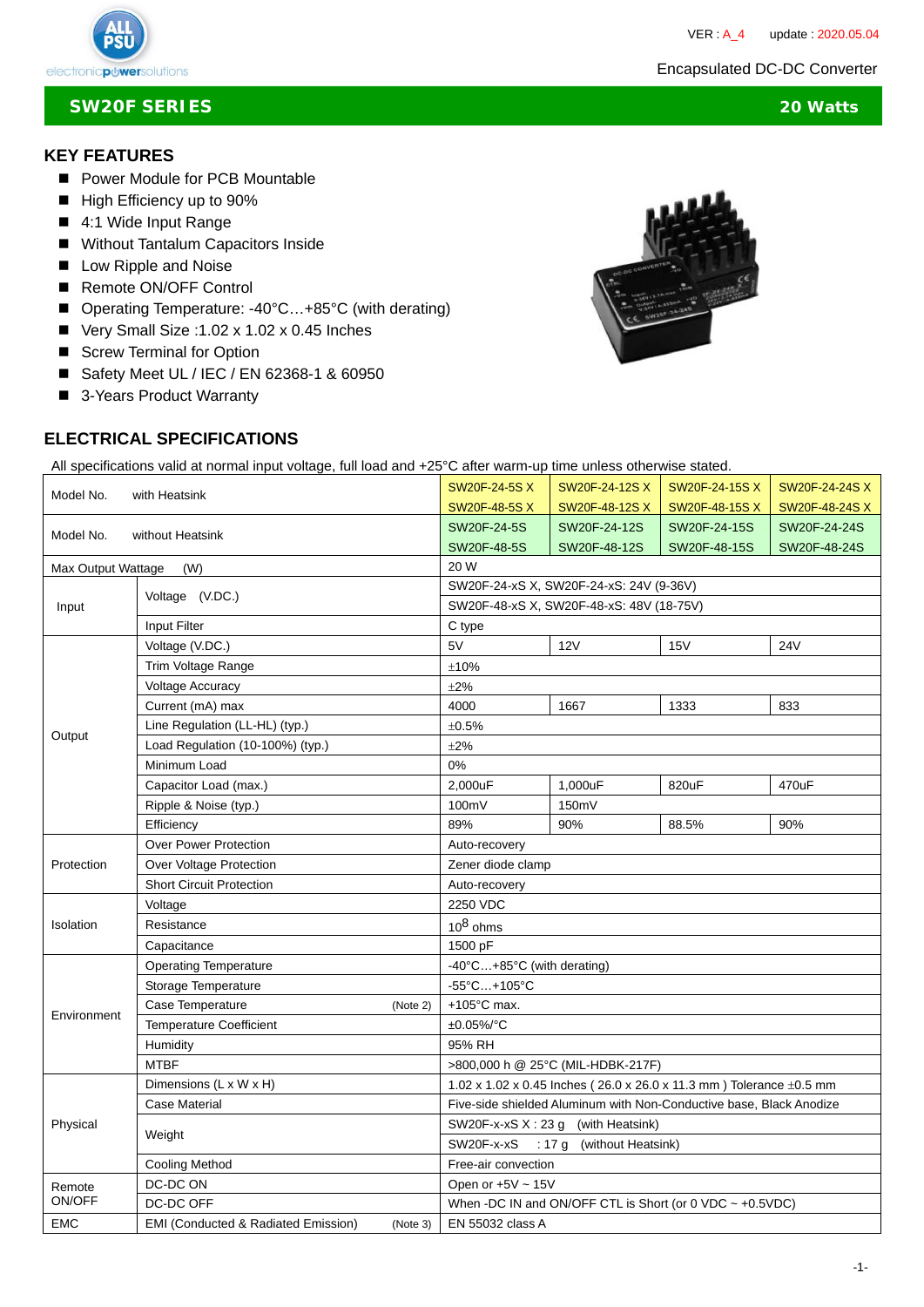VER : A_4 update : 2020.05.04

Encapsulated DC-DC Converter

# SW20F SERIES — 20 Watts

## KEY FEATURES

- Power Module for PCB Mountable
- High Efficiency up to 90%
- 4:1 Wide Input Range
- Without Tantalum Capacitors Inside
- Low Ripple and Noise
- Remote ON/OFF Control
- Operating Temperature: -40°C…+85°C (with derating)
- Very Small Size :1.02 x 1.02 x 0.45 Inches
- Screw Terminal for Option
- Safety Meet UL / IEC / EN 62368-1 & 60950
- 3-Years Product Warranty

## ELECTRICAL SPECIFICATIONS

All specifications valid at normal input voltage, full load and +25°C after warm-up time unless otherwise stated.

| | | | | | |
|---|---|---|---|---|---|
| Model No. with Heatsink | | SW20F-24-5S X / SW20F-48-5S X | SW20F-24-12S X / SW20F-48-12S X | SW20F-24-15S X / SW20F-48-15S X | SW20F-24-24S X / SW20F-48-24S X |
| Model No. without Heatsink | | SW20F-24-5S / SW20F-48-5S | SW20F-24-12S / SW20F-48-12S | SW20F-24-15S / SW20F-48-15S | SW20F-24-24S / SW20F-48-24S |
| Max Output Wattage (W) | | 20 W | | | |
| Input | Voltage (V.DC.) | SW20F-24-xS X, SW20F-24-xS: 24V (9-36V) | | | |
| | | SW20F-48-xS X, SW20F-48-xS: 48V (18-75V) | | | |
| | Input Filter | C type | | | |
| Output | Voltage (V.DC.) | 5V | 12V | 15V | 24V |
| | Trim Voltage Range | ±10% | | | |
| | Voltage Accuracy | ±2% | | | |
| | Current (mA) max | 4000 | 1667 | 1333 | 833 |
| | Line Regulation (LL-HL) (typ.) | ±0.5% | | | |
| | Load Regulation (10-100%) (typ.) | ±2% | | | |
| | Minimum Load | 0% | | | |
| | Capacitor Load (max.) | 2,000uF | 1,000uF | 820uF | 470uF |
| | Ripple & Noise (typ.) | 100mV | 150mV | | |
| | Efficiency | 89% | 90% | 88.5% | 90% |
| Protection | Over Power Protection | Auto-recovery | | | |
| | Over Voltage Protection | Zener diode clamp | | | |
| | Short Circuit Protection | Auto-recovery | | | |
| Isolation | Voltage | 2250 VDC | | | |
| | Resistance | $10^8$ ohms | | | |
| | Capacitance | 1500 pF | | | |
| Environment | Operating Temperature | -40°C…+85°C (with derating) | | | |
| | Storage Temperature | -55°C…+105°C | | | |
| | Case Temperature (Note 2) | +105°C max. | | | |
| | Temperature Coefficient | ±0.05%/°C | | | |
| | Humidity | 95% RH | | | |
| | MTBF | >800,000 h @ 25°C (MIL-HDBK-217F) | | | |
| Physical | Dimensions (L x W x H) | 1.02 x 1.02 x 0.45 Inches ( 26.0 x 26.0 x 11.3 mm ) Tolerance ±0.5 mm | | | |
| | Case Material | Five-side shielded Aluminum with Non-Conductive base, Black Anodize | | | |
| | Weight | SW20F-x-xS X : 23 g (with Heatsink) | | | |
| | | SW20F-x-xS : 17 g (without Heatsink) | | | |
| | Cooling Method | Free-air convection | | | |
| Remote ON/OFF | DC-DC ON | Open or +5V ~ 15V | | | |
| | DC-DC OFF | When -DC IN and ON/OFF CTL is Short (or 0 VDC ~ +0.5VDC) | | | |
| EMC | EMI (Conducted & Radiated Emission) (Note 3) | EN 55032 class A | | | |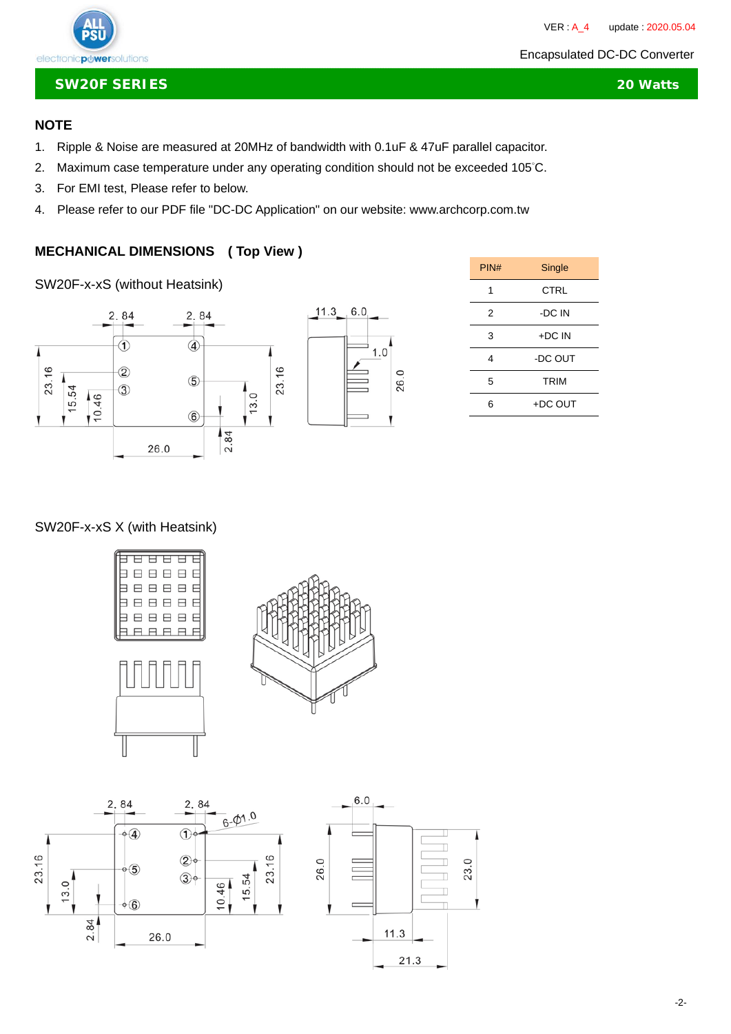## SW20F SERIES — 20 Watts

Encapsulated DC-DC Converter

### NOTE

1. Ripple & Noise are measured at 20MHz of bandwidth with 0.1uF & 47uF parallel capacitor.
2. Maximum case temperature under any operating condition should not be exceeded 105°C.
3. For EMI test, Please refer to below.
4. Please refer to our PDF file "DC-DC Application" on our website: www.archcorp.com.tw

### MECHANICAL DIMENSIONS ( Top View )

SW20F-x-xS (without Heatsink)

| PIN# | Single |
|---|---|
| 1 | CTRL |
| 2 | -DC IN |
| 3 | +DC IN |
| 4 | -DC OUT |
| 5 | TRIM |
| 6 | +DC OUT |

SW20F-x-xS X (with Heatsink)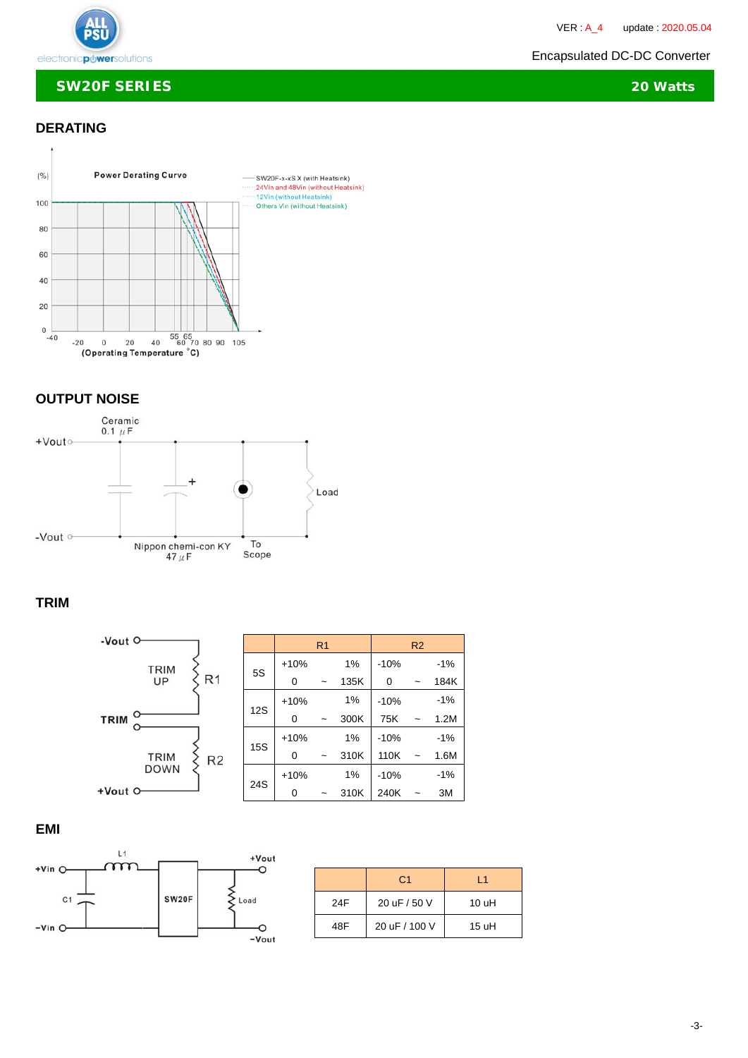## SW20F SERIES — 20 Watts

Encapsulated DC-DC Converter

## DERATING

Power Derating Curve

(%)

- SW20F-x-xS X (with Heatsink)
- 24Vin and 48Vin (without Heatsink)
- 12Vin (without Heatsink)
- Others Vin (without Heatsink)

(Operating Temperature °C)

## OUTPUT NOISE

+Vout, -Vout, Ceramic 0.1 μF, Nippon chemi-con KY 47 μF, To Scope, Load

## TRIM

-Vout, TRIM UP, R1, TRIM, TRIM DOWN, R2, +Vout

| | R1 | | | R2 | | |
|---|---|---|---|---|---|---|
| 5S | +10% | | 1% | -10% | | -1% |
| | 0 | ~ | 135K | 0 | ~ | 184K |
| 12S | +10% | | 1% | -10% | | -1% |
| | 0 | ~ | 300K | 75K | ~ | 1.2M |
| 15S | +10% | | 1% | -10% | | -1% |
| | 0 | ~ | 310K | 110K | ~ | 1.6M |
| 24S | +10% | | 1% | -10% | | -1% |
| | 0 | ~ | 310K | 240K | ~ | 3M |

## EMI

+Vin, -Vin, L1, C1, SW20F, Load, +Vout, -Vout

| | C1 | L1 |
|---|---|---|
| 24F | 20 uF / 50 V | 10 uH |
| 48F | 20 uF / 100 V | 15 uH |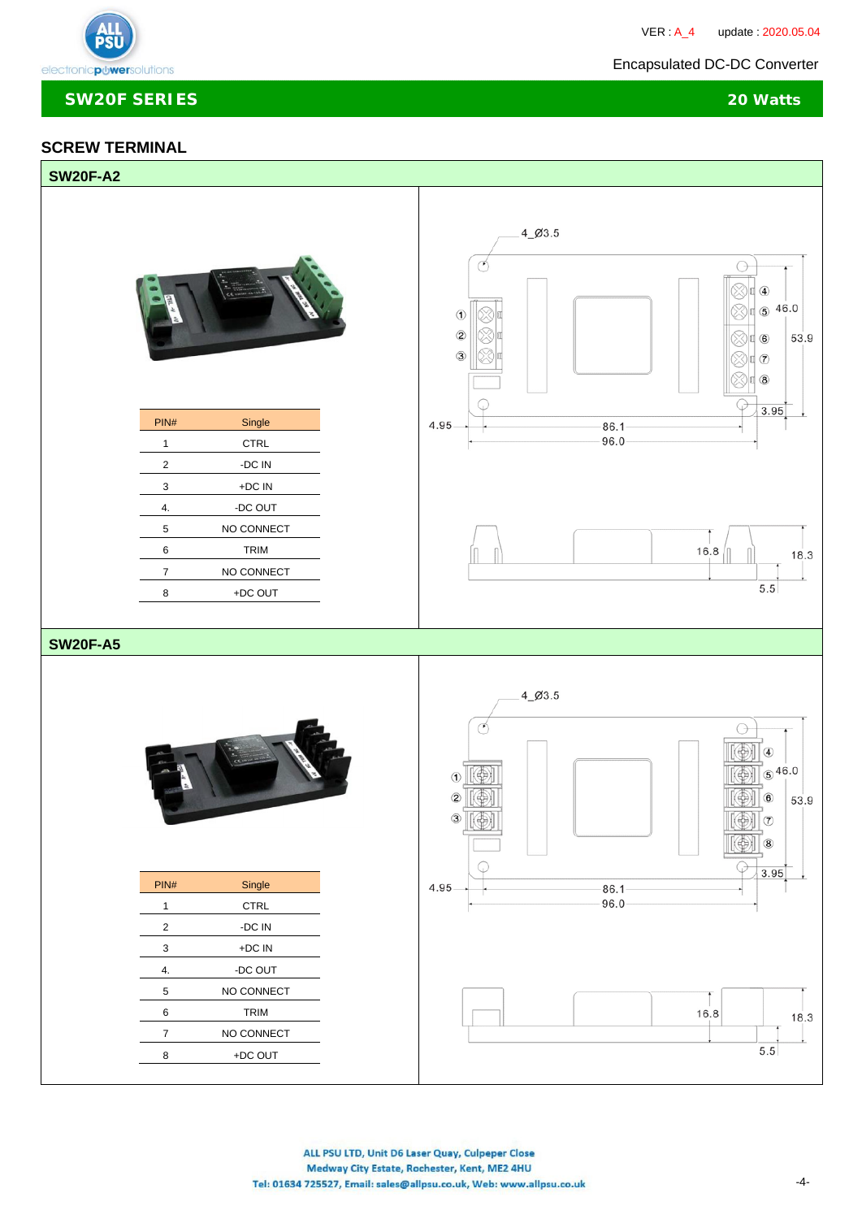## SCREW TERMINAL

### SW20F-A2

| PIN# | Single |
|---|---|
| 1 | CTRL |
| 2 | -DC IN |
| 3 | +DC IN |
| 4. | -DC OUT |
| 5 | NO CONNECT |
| 6 | TRIM |
| 7 | NO CONNECT |
| 8 | +DC OUT |

4_Ø3.5

46.0
53.9
3.95
4.95
86.1
96.0
16.8
18.3
5.5

### SW20F-A5

| PIN# | Single |
|---|---|
| 1 | CTRL |
| 2 | -DC IN |
| 3 | +DC IN |
| 4. | -DC OUT |
| 5 | NO CONNECT |
| 6 | TRIM |
| 7 | NO CONNECT |
| 8 | +DC OUT |

4_Ø3.5

46.0
53.9
3.95
4.95
86.1
96.0
16.8
18.3
5.5